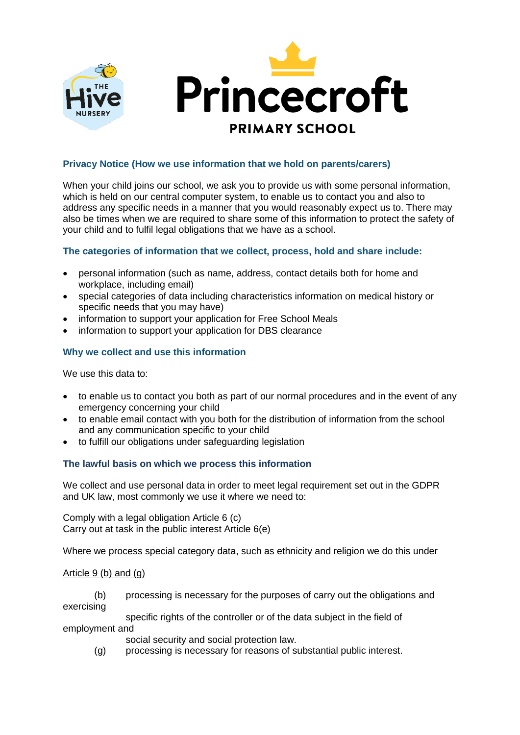## Privacy Notice (How we use information that we hold on parents/carers)

When your child joins our school, we ask you to provide us with some personal information, which is held on our central computer system, to enable us to contact you and also to address any specific needs in a manner that you would reasonably expect us to. There may also be times when we are required to share some of this information to protect the safety of your child and to fulfil legal obligations that we have as a school.

### The categories of information that we collect, process, hold and share include:

- personal information (such as name, address, contact details both for home and workplace, including email)
- special categories of data including characteristics information on medical history or specific needs that you may have)
- information to support your application for Free School Meals
- information to support your application for DBS clearance

### Why we collect and use this information

We use this data to:

- to enable us to contact you both as part of our normal procedures and in the event of any emergency concerning your child
- to enable email contact with you both for the distribution of information from the school and any communication specific to your child
- to fulfill our obligations under safeguarding legislation

### The lawful basis on which we process this information

We collect and use personal data in order to meet legal requirement set out in the GDPR and UK law, most commonly we use it where we need to:

Comply with a legal obligation Article 6 (c)
Carry out at task in the public interest Article 6(e)

Where we process special category data, such as ethnicity and religion we do this under

Article 9 (b) and (g)

(b) processing is necessary for the purposes of carry out the obligations and exercising specific rights of the controller or of the data subject in the field of employment and social security and social protection law.
(g) processing is necessary for reasons of substantial public interest.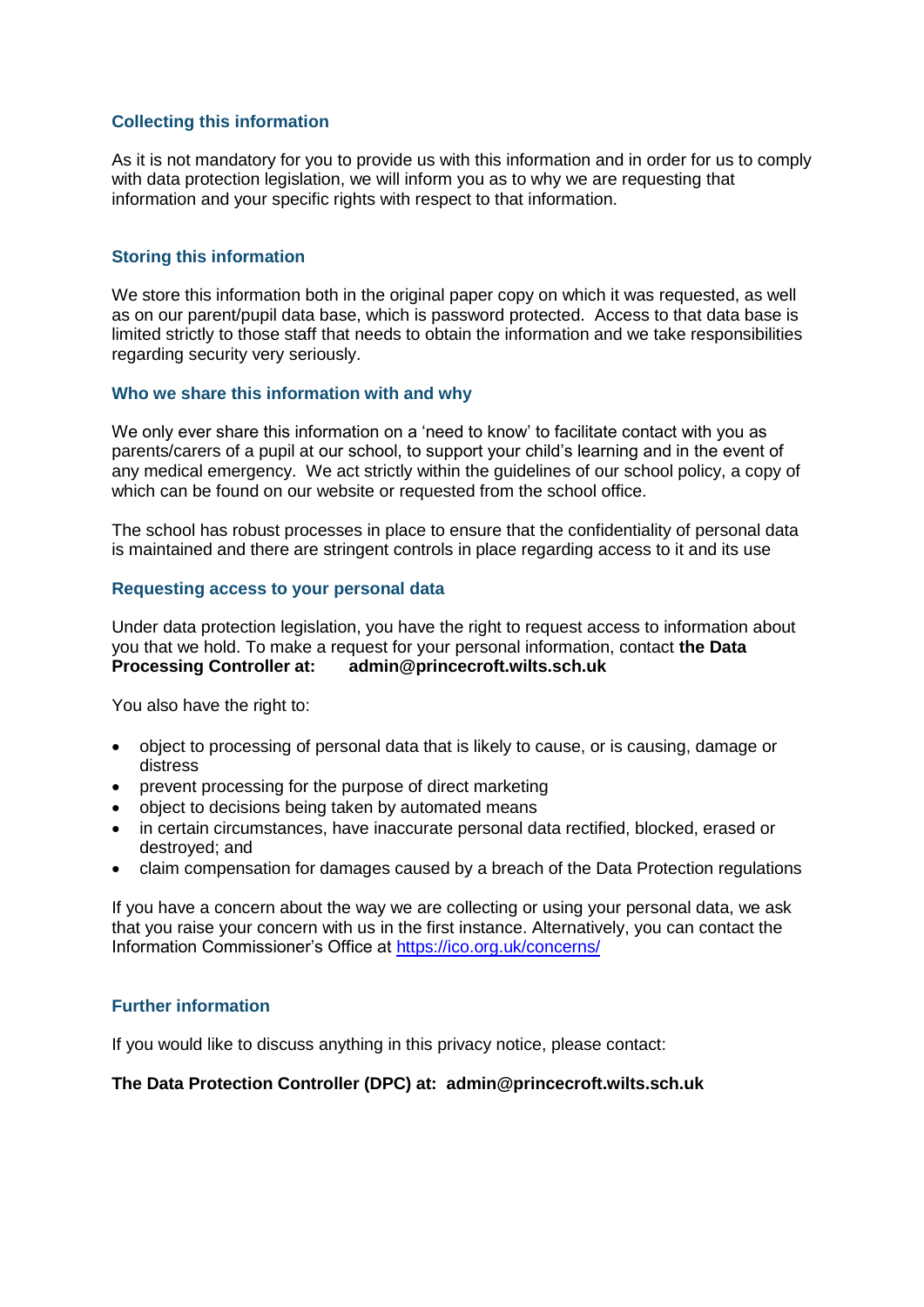### Collecting this information

As it is not mandatory for you to provide us with this information and in order for us to comply with data protection legislation, we will inform you as to why we are requesting that information and your specific rights with respect to that information.

### Storing this information

We store this information both in the original paper copy on which it was requested, as well as on our parent/pupil data base, which is password protected. Access to that data base is limited strictly to those staff that needs to obtain the information and we take responsibilities regarding security very seriously.

### Who we share this information with and why

We only ever share this information on a 'need to know' to facilitate contact with you as parents/carers of a pupil at our school, to support your child's learning and in the event of any medical emergency. We act strictly within the guidelines of our school policy, a copy of which can be found on our website or requested from the school office.

The school has robust processes in place to ensure that the confidentiality of personal data is maintained and there are stringent controls in place regarding access to it and its use

### Requesting access to your personal data

Under data protection legislation, you have the right to request access to information about you that we hold. To make a request for your personal information, contact **the Data Processing Controller at: admin@princecroft.wilts.sch.uk**

You also have the right to:

- object to processing of personal data that is likely to cause, or is causing, damage or distress
- prevent processing for the purpose of direct marketing
- object to decisions being taken by automated means
- in certain circumstances, have inaccurate personal data rectified, blocked, erased or destroyed; and
- claim compensation for damages caused by a breach of the Data Protection regulations

If you have a concern about the way we are collecting or using your personal data, we ask that you raise your concern with us in the first instance. Alternatively, you can contact the Information Commissioner's Office at https://ico.org.uk/concerns/

### Further information

If you would like to discuss anything in this privacy notice, please contact:

**The Data Protection Controller (DPC) at: admin@princecroft.wilts.sch.uk**